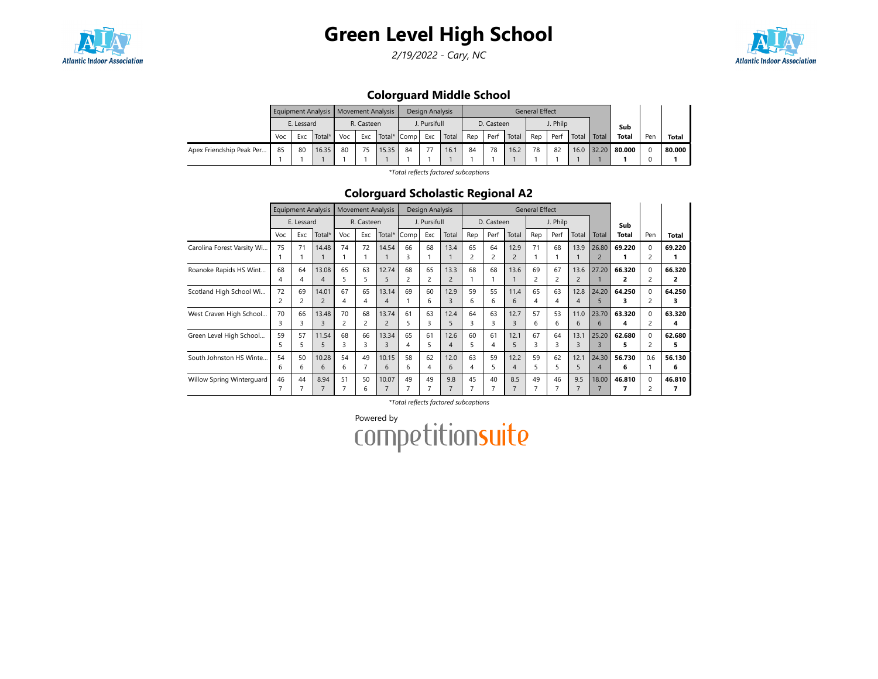# Green Level High School

*2/19/2022 - Cary, NC*

## Colorguard Middle School

| | Equipment Analysis | | | Movement Analysis | | | Design Analysis | | | General Effect | | | | | | | Sub Total | Pen | Total |
|---|---|---|---|---|---|---|---|---|---|---|---|---|---|---|---|---|---|---|---|
| | E. Lessard | | | R. Casteen | | | J. Pursifull | | | D. Casteen | | | J. Philp | | | | | | |
| | Voc | Exc | Total* | Voc | Exc | Total* | Comp | Exc | Total | Rep | Perf | Total | Rep | Perf | Total | Total | | | |
| Apex Friendship Peak Per... | 85<br>1 | 80<br>1 | 16.35<br>1 | 80<br>1 | 75<br>1 | 15.35<br>1 | 84<br>1 | 77<br>1 | 16.1<br>1 | 84<br>1 | 78<br>1 | 16.2<br>1 | 78<br>1 | 82<br>1 | 16.0<br>1 | 32.20<br>1 | **80.000**<br>**1** | 0<br>0 | **80.000**<br>**1** |

*Total reflects factored subcaptions

## Colorguard Scholastic Regional A2

| | Equipment Analysis | | | Movement Analysis | | | Design Analysis | | | General Effect | | | | | | | Sub Total | Pen | Total |
|---|---|---|---|---|---|---|---|---|---|---|---|---|---|---|---|---|---|---|---|
| | E. Lessard | | | R. Casteen | | | J. Pursifull | | | D. Casteen | | | J. Philp | | | | | | |
| | Voc | Exc | Total* | Voc | Exc | Total* | Comp | Exc | Total | Rep | Perf | Total | Rep | Perf | Total | Total | | | |
| Carolina Forest Varsity Wi... | 75<br>1 | 71<br>1 | 14.48<br>1 | 74<br>1 | 72<br>1 | 14.54<br>1 | 66<br>3 | 68<br>1 | 13.4<br>1 | 65<br>2 | 64<br>2 | 12.9<br>2 | 71<br>1 | 68<br>1 | 13.9<br>1 | 26.80<br>2 | **69.220**<br>**1** | 0<br>2 | **69.220**<br>**1** |
| Roanoke Rapids HS Wint... | 68<br>4 | 64<br>4 | 13.08<br>4 | 65<br>5 | 63<br>5 | 12.74<br>5 | 68<br>2 | 65<br>2 | 13.3<br>2 | 68<br>1 | 68<br>1 | 13.6<br>1 | 69<br>2 | 67<br>2 | 13.6<br>2 | 27.20<br>1 | **66.320**<br>**2** | 0<br>2 | **66.320**<br>**2** |
| Scotland High School Wi... | 72<br>2 | 69<br>2 | 14.01<br>2 | 67<br>4 | 65<br>4 | 13.14<br>4 | 69<br>1 | 60<br>6 | 12.9<br>3 | 59<br>6 | 55<br>6 | 11.4<br>6 | 65<br>4 | 63<br>4 | 12.8<br>4 | 24.20<br>5 | **64.250**<br>**3** | 0<br>2 | **64.250**<br>**3** |
| West Craven High School... | 70<br>3 | 66<br>3 | 13.48<br>3 | 70<br>2 | 68<br>2 | 13.74<br>2 | 61<br>5 | 63<br>3 | 12.4<br>5 | 64<br>3 | 63<br>3 | 12.7<br>3 | 57<br>6 | 53<br>6 | 11.0<br>6 | 23.70<br>6 | **63.320**<br>**4** | 0<br>2 | **63.320**<br>**4** |
| Green Level High School... | 59<br>5 | 57<br>5 | 11.54<br>5 | 68<br>3 | 66<br>3 | 13.34<br>3 | 65<br>4 | 61<br>5 | 12.6<br>4 | 60<br>5 | 61<br>4 | 12.1<br>5 | 67<br>3 | 64<br>3 | 13.1<br>3 | 25.20<br>3 | **62.680**<br>**5** | 0<br>2 | **62.680**<br>**5** |
| South Johnston HS Winte... | 54<br>6 | 50<br>6 | 10.28<br>6 | 54<br>6 | 49<br>7 | 10.15<br>6 | 58<br>6 | 62<br>4 | 12.0<br>6 | 63<br>4 | 59<br>5 | 12.2<br>4 | 59<br>5 | 62<br>5 | 12.1<br>5 | 24.30<br>4 | **56.730**<br>**6** | 0.6<br>1 | **56.130**<br>**6** |
| Willow Spring Winterguard | 46<br>7 | 44<br>7 | 8.94<br>7 | 51<br>7 | 50<br>6 | 10.07<br>7 | 49<br>7 | 49<br>7 | 9.8<br>7 | 45<br>7 | 40<br>7 | 8.5<br>7 | 49<br>7 | 46<br>7 | 9.5<br>7 | 18.00<br>7 | **46.810**<br>**7** | 0<br>2 | **46.810**<br>**7** |

*Total reflects factored subcaptions

Powered by competitionsuite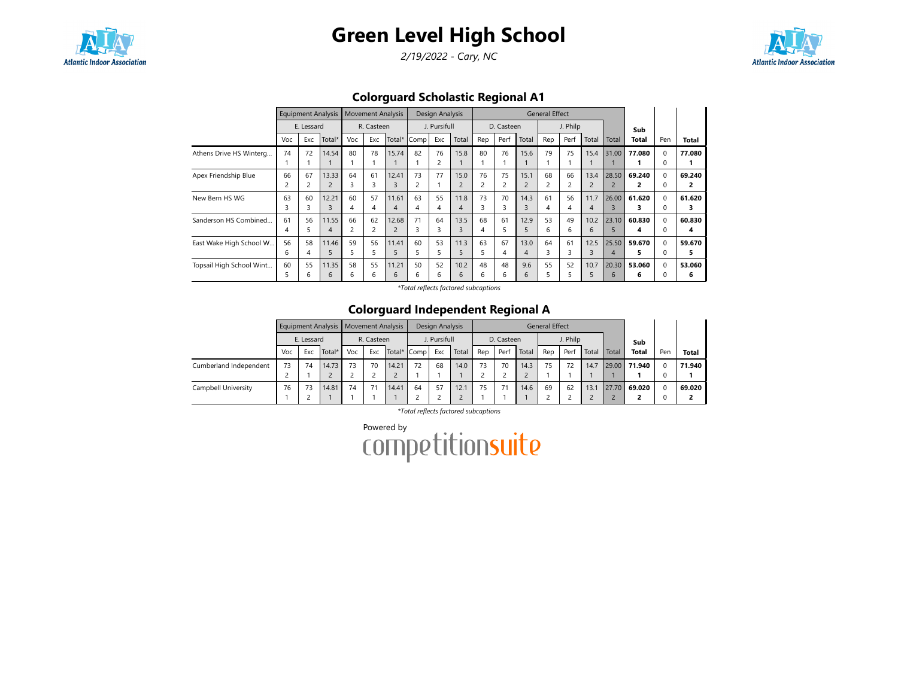# Green Level High School

*2/19/2022 - Cary, NC*

## Colorguard Scholastic Regional A1

| | Equipment Analysis | | | Movement Analysis | | | Design Analysis | | | General Effect | | | | | | | | Sub Total | Pen | Total |
|---|---|---|---|---|---|---|---|---|---|---|---|---|---|---|---|---|---|---|---|
| | E. Lessard | | | R. Casteen | | | J. Pursifull | | | D. Casteen | | | J. Philp | | | | | | |
| | Voc | Exc | Total* | Voc | Exc | Total* | Comp | Exc | Total | Rep | Perf | Total | Rep | Perf | Total | Total | | | |
| Athens Drive HS Winterg... | 74 1 | 72 1 | 14.54 1 | 80 1 | 78 1 | 15.74 1 | 82 1 | 76 2 | 15.8 1 | 80 1 | 76 1 | 15.6 1 | 79 1 | 75 1 | 15.4 1 | 31.00 1 | **77.080 1** | 0 0 | **77.080 1** |
| Apex Friendship Blue | 66 2 | 67 2 | 13.33 2 | 64 3 | 61 3 | 12.41 3 | 73 2 | 77 1 | 15.0 2 | 76 2 | 75 2 | 15.1 2 | 68 2 | 66 2 | 13.4 2 | 28.50 2 | **69.240 2** | 0 0 | **69.240 2** |
| New Bern HS WG | 63 3 | 60 3 | 12.21 3 | 60 4 | 57 4 | 11.61 4 | 63 4 | 55 4 | 11.8 4 | 73 3 | 70 3 | 14.3 3 | 61 4 | 56 4 | 11.7 4 | 26.00 3 | **61.620 3** | 0 0 | **61.620 3** |
| Sanderson HS Combined... | 61 4 | 56 5 | 11.55 4 | 66 2 | 62 2 | 12.68 2 | 71 3 | 64 3 | 13.5 3 | 68 4 | 61 5 | 12.9 5 | 53 6 | 49 6 | 10.2 6 | 23.10 5 | **60.830 4** | 0 0 | **60.830 4** |
| East Wake High School W... | 56 6 | 58 4 | 11.46 5 | 59 5 | 56 5 | 11.41 5 | 60 5 | 53 5 | 11.3 5 | 63 5 | 67 4 | 13.0 4 | 64 3 | 61 3 | 12.5 3 | 25.50 4 | **59.670 5** | 0 0 | **59.670 5** |
| Topsail High School Wint... | 60 5 | 55 6 | 11.35 6 | 58 6 | 55 6 | 11.21 6 | 50 6 | 52 6 | 10.2 6 | 48 6 | 48 6 | 9.6 6 | 55 5 | 52 5 | 10.7 5 | 20.30 6 | **53.060 6** | 0 0 | **53.060 6** |

*Total reflects factored subcaptions*

## Colorguard Independent Regional A

| | Equipment Analysis | | | Movement Analysis | | | Design Analysis | | | General Effect | | | | | | | | Sub Total | Pen | Total |
|---|---|---|---|---|---|---|---|---|---|---|---|---|---|---|---|---|---|---|---|
| | E. Lessard | | | R. Casteen | | | J. Pursifull | | | D. Casteen | | | J. Philp | | | | | | |
| | Voc | Exc | Total* | Voc | Exc | Total* | Comp | Exc | Total | Rep | Perf | Total | Rep | Perf | Total | Total | | | |
| Cumberland Independent | 73 2 | 74 1 | 14.73 2 | 73 2 | 70 2 | 14.21 2 | 72 1 | 68 1 | 14.0 1 | 73 2 | 70 2 | 14.3 2 | 75 1 | 72 1 | 14.7 1 | 29.00 1 | **71.940 1** | 0 0 | **71.940 1** |
| Campbell University | 76 1 | 73 2 | 14.81 1 | 74 1 | 71 1 | 14.41 1 | 64 2 | 57 2 | 12.1 2 | 75 1 | 71 1 | 14.6 1 | 69 2 | 62 2 | 13.1 2 | 27.70 2 | **69.020 2** | 0 0 | **69.020 2** |

*Total reflects factored subcaptions*

Powered by competitionsuite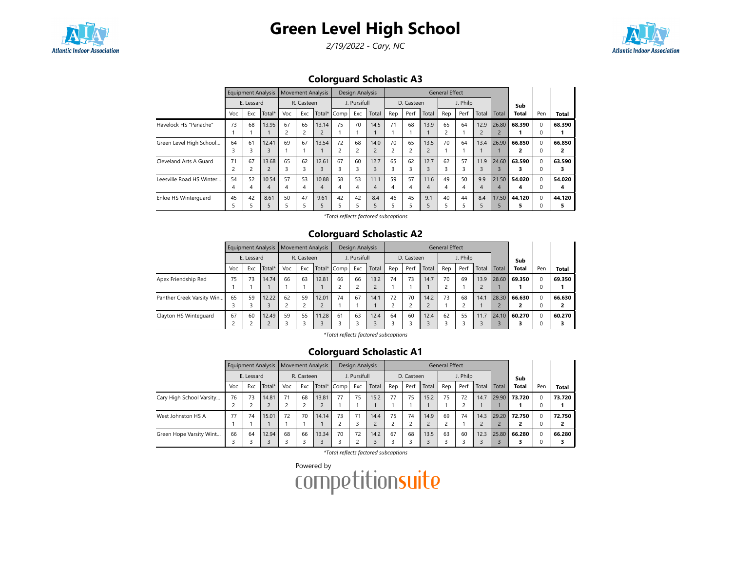# Green Level High School

*2/19/2022 - Cary, NC*

## Colorguard Scholastic A3

| | Equipment Analysis | | | Movement Analysis | | | Design Analysis | | | General Effect | | | | | | | Sub | | |
|---|---|---|---|---|---|---|---|---|---|---|---|---|---|---|---|---|---|---|---|
| | E. Lessard | | | R. Casteen | | | J. Pursifull | | | D. Casteen | | | J. Philp | | | | | | |
| | Voc | Exc | Total* | Voc | Exc | Total* | Comp | Exc | Total | Rep | Perf | Total | Rep | Perf | Total | Total | Total | Pen | Total |
| Havelock HS "Panache" | 73<br>1 | 68<br>1 | 13.95<br>1 | 67<br>2 | 65<br>2 | 13.14<br>2 | 75<br>1 | 70<br>1 | 14.5<br>1 | 71<br>1 | 68<br>1 | 13.9<br>1 | 65<br>2 | 64<br>1 | 12.9<br>2 | 26.80<br>2 | **68.390**<br>**1** | 0<br>0 | **68.390**<br>**1** |
| Green Level High School... | 64<br>3 | 61<br>3 | 12.41<br>3 | 69<br>1 | 67<br>1 | 13.54<br>1 | 72<br>2 | 68<br>2 | 14.0<br>2 | 70<br>2 | 65<br>2 | 13.5<br>2 | 70<br>1 | 64<br>1 | 13.4<br>1 | 26.90<br>1 | **66.850**<br>**2** | 0<br>0 | **66.850**<br>**2** |
| Cleveland Arts A Guard | 71<br>2 | 67<br>2 | 13.68<br>2 | 65<br>3 | 62<br>3 | 12.61<br>3 | 67<br>3 | 60<br>3 | 12.7<br>3 | 65<br>3 | 62<br>3 | 12.7<br>3 | 62<br>3 | 57<br>3 | 11.9<br>3 | 24.60<br>3 | **63.590**<br>**3** | 0<br>0 | **63.590**<br>**3** |
| Leesville Road HS Winter... | 54<br>4 | 52<br>4 | 10.54<br>4 | 57<br>4 | 53<br>4 | 10.88<br>4 | 58<br>4 | 53<br>4 | 11.1<br>4 | 59<br>4 | 57<br>4 | 11.6<br>4 | 49<br>4 | 50<br>4 | 9.9<br>4 | 21.50<br>4 | **54.020**<br>**4** | 0<br>0 | **54.020**<br>**4** |
| Enloe HS Winterguard | 45<br>5 | 42<br>5 | 8.61<br>5 | 50<br>5 | 47<br>5 | 9.61<br>5 | 42<br>5 | 42<br>5 | 8.4<br>5 | 46<br>5 | 45<br>5 | 9.1<br>5 | 40<br>5 | 44<br>5 | 8.4<br>5 | 17.50<br>5 | **44.120**<br>**5** | 0<br>0 | **44.120**<br>**5** |

*Total reflects factored subcaptions*

## Colorguard Scholastic A2

| | Equipment Analysis | | | Movement Analysis | | | Design Analysis | | | General Effect | | | | | | | Sub | | |
|---|---|---|---|---|---|---|---|---|---|---|---|---|---|---|---|---|---|---|---|
| | E. Lessard | | | R. Casteen | | | J. Pursifull | | | D. Casteen | | | J. Philp | | | | | | |
| | Voc | Exc | Total* | Voc | Exc | Total* | Comp | Exc | Total | Rep | Perf | Total | Rep | Perf | Total | Total | Total | Pen | Total |
| Apex Friendship Red | 75<br>1 | 73<br>1 | 14.74<br>1 | 66<br>1 | 63<br>1 | 12.81<br>1 | 66<br>2 | 66<br>2 | 13.2<br>2 | 74<br>1 | 73<br>1 | 14.7<br>1 | 70<br>2 | 69<br>1 | 13.9<br>2 | 28.60<br>1 | **69.350**<br>**1** | 0<br>0 | **69.350**<br>**1** |
| Panther Creek Varsity Win... | 65<br>3 | 59<br>3 | 12.22<br>3 | 62<br>2 | 59<br>2 | 12.01<br>2 | 74<br>1 | 67<br>1 | 14.1<br>1 | 72<br>2 | 70<br>2 | 14.2<br>2 | 73<br>1 | 68<br>2 | 14.1<br>1 | 28.30<br>2 | **66.630**<br>**2** | 0<br>0 | **66.630**<br>**2** |
| Clayton HS Winteguard | 67<br>2 | 60<br>2 | 12.49<br>2 | 59<br>3 | 55<br>3 | 11.28<br>3 | 61<br>3 | 63<br>3 | 12.4<br>3 | 64<br>3 | 60<br>3 | 12.4<br>3 | 62<br>3 | 55<br>3 | 11.7<br>3 | 24.10<br>3 | **60.270**<br>**3** | 0<br>0 | **60.270**<br>**3** |

*Total reflects factored subcaptions*

## Colorguard Scholastic A1

| | Equipment Analysis | | | Movement Analysis | | | Design Analysis | | | General Effect | | | | | | | Sub | | |
|---|---|---|---|---|---|---|---|---|---|---|---|---|---|---|---|---|---|---|---|
| | E. Lessard | | | R. Casteen | | | J. Pursifull | | | D. Casteen | | | J. Philp | | | | | | |
| | Voc | Exc | Total* | Voc | Exc | Total* | Comp | Exc | Total | Rep | Perf | Total | Rep | Perf | Total | Total | Total | Pen | Total |
| Cary High School Varsity... | 76<br>2 | 73<br>2 | 14.81<br>2 | 71<br>2 | 68<br>2 | 13.81<br>2 | 77<br>1 | 75<br>1 | 15.2<br>1 | 77<br>1 | 75<br>1 | 15.2<br>1 | 75<br>1 | 72<br>2 | 14.7<br>1 | 29.90<br>1 | **73.720**<br>**1** | 0<br>0 | **73.720**<br>**1** |
| West Johnston HS A | 77<br>1 | 74<br>1 | 15.01<br>1 | 72<br>1 | 70<br>1 | 14.14<br>1 | 73<br>2 | 71<br>3 | 14.4<br>2 | 75<br>2 | 74<br>2 | 14.9<br>2 | 69<br>2 | 74<br>1 | 14.3<br>2 | 29.20<br>2 | **72.750**<br>**2** | 0<br>0 | **72.750**<br>**2** |
| Green Hope Varsity Wint... | 66<br>3 | 64<br>3 | 12.94<br>3 | 68<br>3 | 66<br>3 | 13.34<br>3 | 70<br>3 | 72<br>2 | 14.2<br>3 | 67<br>3 | 68<br>3 | 13.5<br>3 | 63<br>3 | 60<br>3 | 12.3<br>3 | 25.80<br>3 | **66.280**<br>**3** | 0<br>0 | **66.280**<br>**3** |

*Total reflects factored subcaptions*

Powered by competitionsuite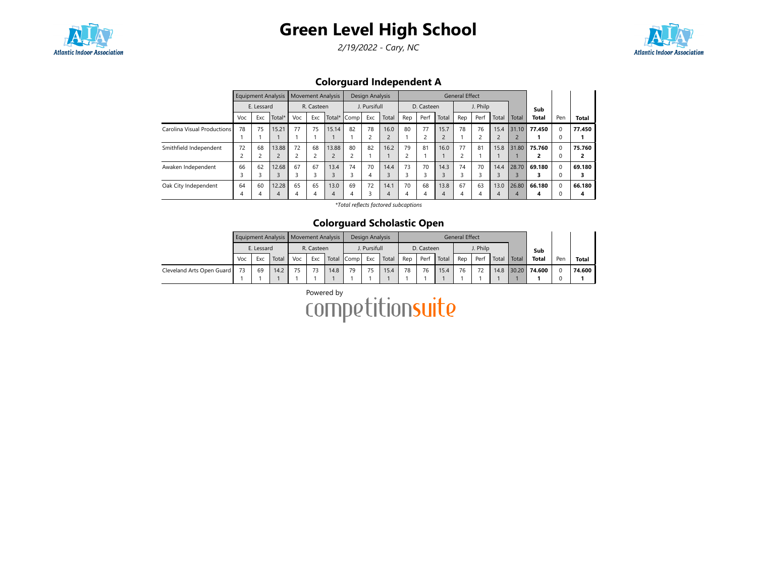# Green Level High School

*2/19/2022 - Cary, NC*

## Colorguard Independent A

| | Equipment Analysis | | | Movement Analysis | | | Design Analysis | | | General Effect | | | | | | | Sub Total | Pen | Total |
|---|---|---|---|---|---|---|---|---|---|---|---|---|---|---|---|---|---|---|---|
| | E. Lessard | | | R. Casteen | | | J. Pursifull | | | D. Casteen | | | J. Philp | | | | | | |
| | Voc | Exc | Total* | Voc | Exc | Total* | Comp | Exc | Total | Rep | Perf | Total | Rep | Perf | Total | Total | | | |
| Carolina Visual Productions | 78<br>1 | 75<br>1 | 15.21<br>1 | 77<br>1 | 75<br>1 | 15.14<br>1 | 82<br>1 | 78<br>2 | 16.0<br>2 | 80<br>1 | 77<br>2 | 15.7<br>2 | 78<br>1 | 76<br>2 | 15.4<br>2 | 31.10<br>2 | **77.450**<br>**1** | 0<br>0 | **77.450**<br>**1** |
| Smithfield Independent | 72<br>2 | 68<br>2 | 13.88<br>2 | 72<br>2 | 68<br>2 | 13.88<br>2 | 80<br>2 | 82<br>1 | 16.2<br>1 | 79<br>2 | 81<br>1 | 16.0<br>1 | 77<br>2 | 81<br>1 | 15.8<br>1 | 31.80<br>1 | **75.760**<br>**2** | 0<br>0 | **75.760**<br>**2** |
| Awaken Independent | 66<br>3 | 62<br>3 | 12.68<br>3 | 67<br>3 | 67<br>3 | 13.4<br>3 | 74<br>3 | 70<br>4 | 14.4<br>3 | 73<br>3 | 70<br>3 | 14.3<br>3 | 74<br>3 | 70<br>3 | 14.4<br>3 | 28.70<br>3 | **69.180**<br>**3** | 0<br>0 | **69.180**<br>**3** |
| Oak City Independent | 64<br>4 | 60<br>4 | 12.28<br>4 | 65<br>4 | 65<br>4 | 13.0<br>4 | 69<br>4 | 72<br>3 | 14.1<br>4 | 70<br>4 | 68<br>4 | 13.8<br>4 | 67<br>4 | 63<br>4 | 13.0<br>4 | 26.80<br>4 | **66.180**<br>**4** | 0<br>0 | **66.180**<br>**4** |

*\*Total reflects factored subcaptions*

## Colorguard Scholastic Open

| | Equipment Analysis | | | Movement Analysis | | | Design Analysis | | | General Effect | | | | | | | Sub Total | Pen | Total |
|---|---|---|---|---|---|---|---|---|---|---|---|---|---|---|---|---|---|---|---|
| | E. Lessard | | | R. Casteen | | | J. Pursifull | | | D. Casteen | | | J. Philp | | | | | | |
| | Voc | Exc | Total | Voc | Exc | Total | Comp | Exc | Total | Rep | Perf | Total | Rep | Perf | Total | Total | | | |
| Cleveland Arts Open Guard | 73<br>1 | 69<br>1 | 14.2<br>1 | 75<br>1 | 73<br>1 | 14.8<br>1 | 79<br>1 | 75<br>1 | 15.4<br>1 | 78<br>1 | 76<br>1 | 15.4<br>1 | 76<br>1 | 72<br>1 | 14.8<br>1 | 30.20<br>1 | **74.600**<br>**1** | 0<br>0 | **74.600**<br>**1** |

Powered by competitionsuite